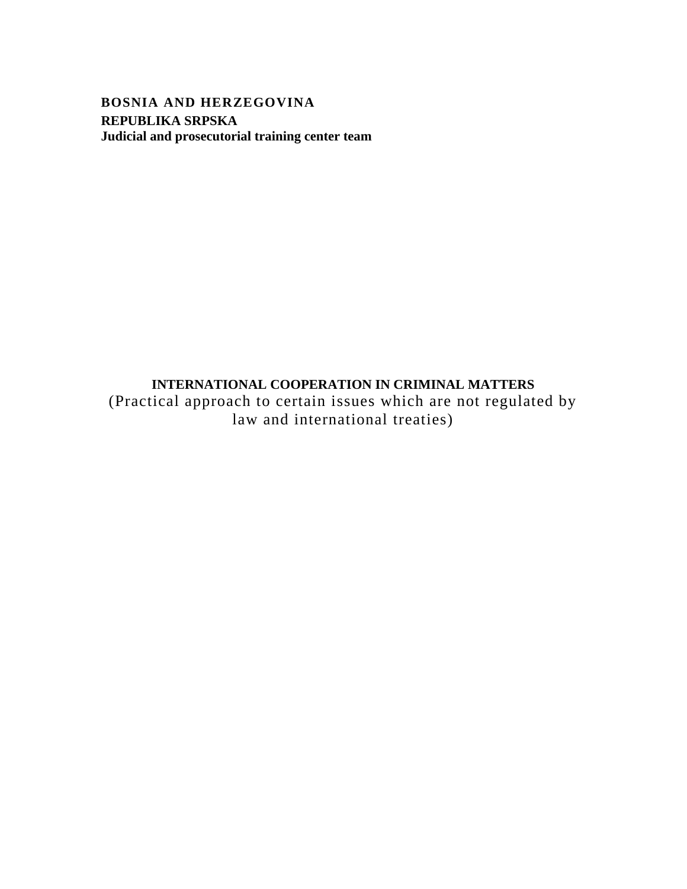**BOSNIA AND HERZEGOVINA**
**REPUBLIKA SRPSKA**
**Judicial and prosecutorial training center team**

# INTERNATIONAL COOPERATION IN CRIMINAL MATTERS

(Practical approach to certain issues which are not regulated by law and international treaties)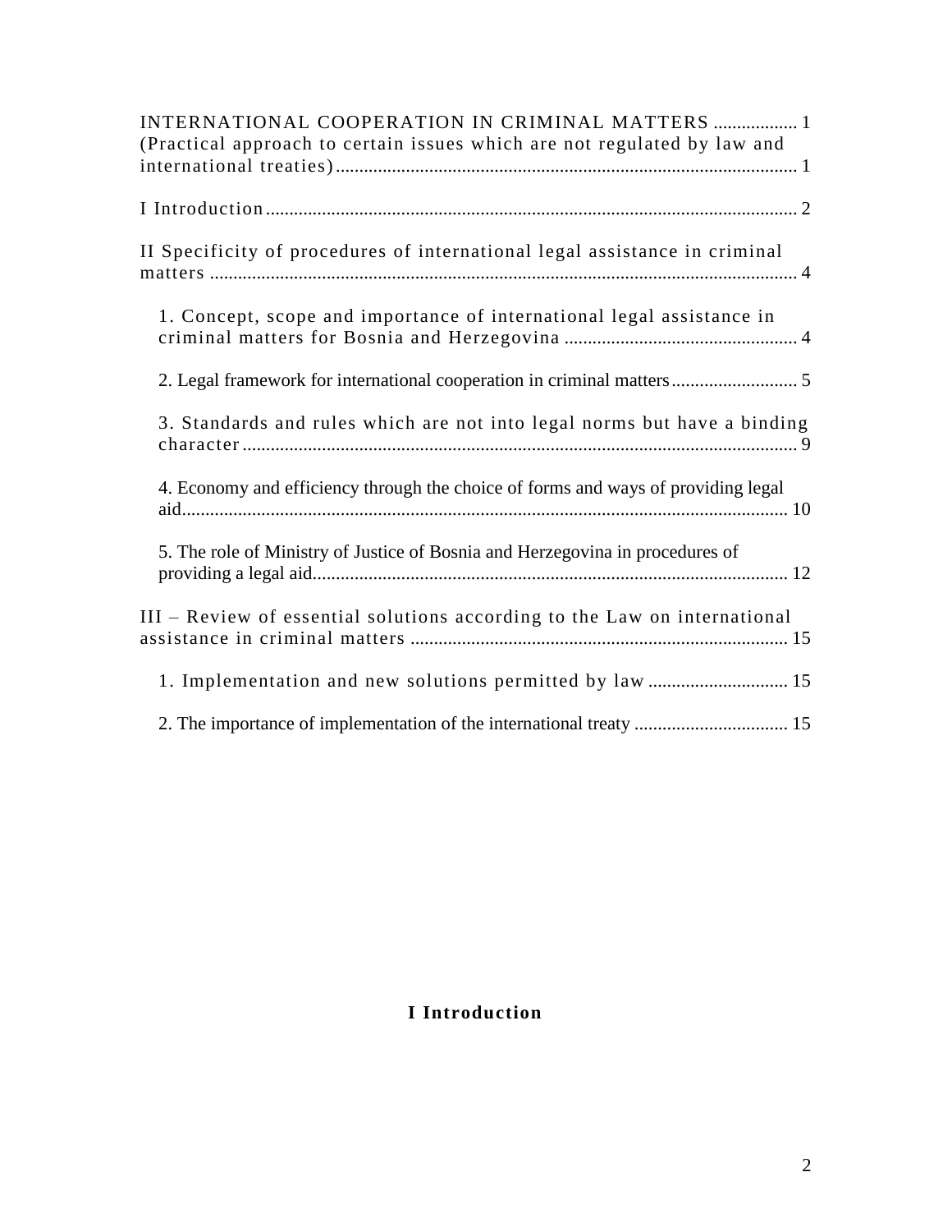INTERNATIONAL COOPERATION IN CRIMINAL MATTERS .................. 1
(Practical approach to certain issues which are not regulated by law and international treaties)................................................................................................ 1

I Introduction................................................................................................................ 2

II Specificity of procedures of international legal assistance in criminal matters ............................................................................................................................ 4

1. Concept, scope and importance of international legal assistance in criminal matters for Bosnia and Herzegovina ................................................. 4

2. Legal framework for international cooperation in criminal matters........................... 5

3. Standards and rules which are not into legal norms but have a binding character...................................................................................................................... 9

4. Economy and efficiency through the choice of forms and ways of providing legal aid.................................................................................................................................. 10

5. The role of Ministry of Justice of Bosnia and Herzegovina in procedures of providing a legal aid..................................................................................................... 12

III – Review of essential solutions according to the Law on international assistance in criminal matters ................................................................................ 15

1. Implementation and new solutions permitted by law ............................. 15

2. The importance of implementation of the international treaty ................................. 15

# I Introduction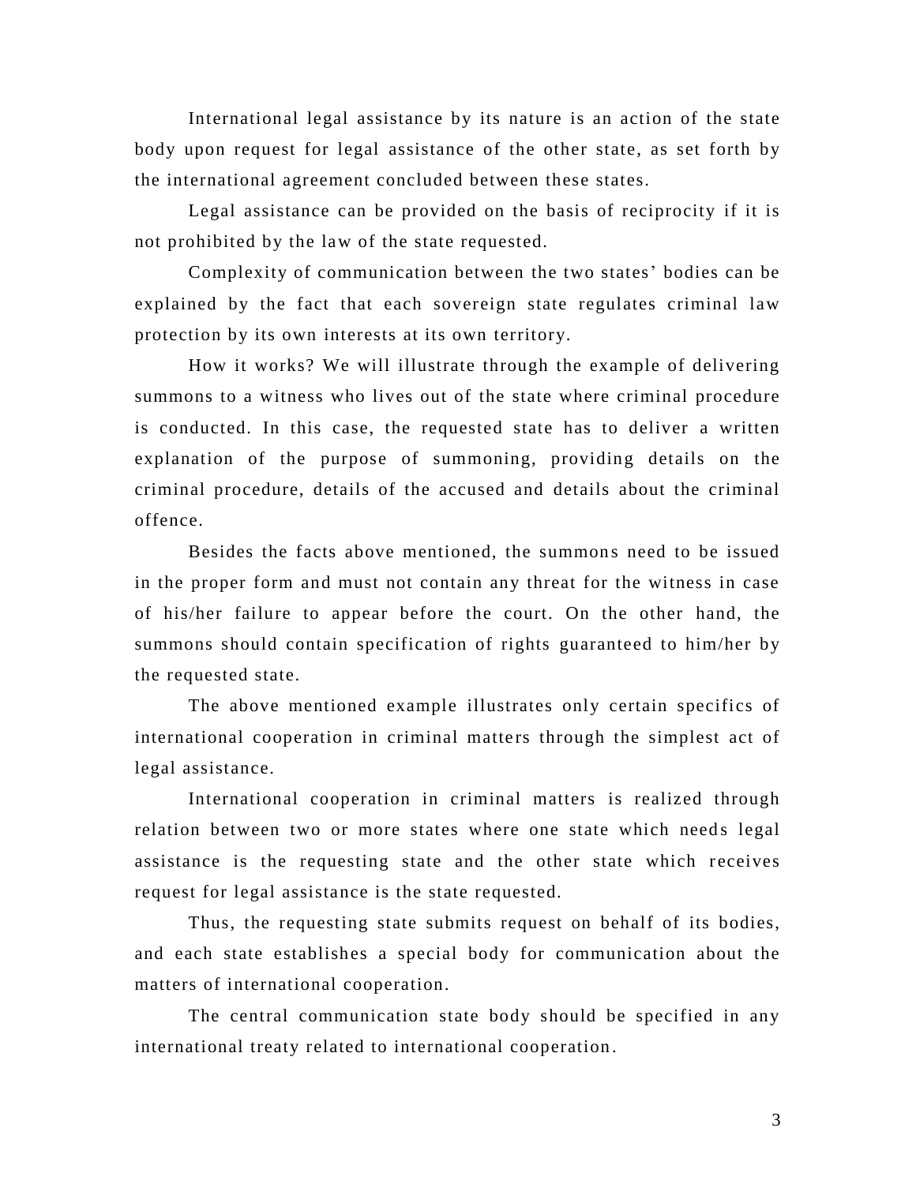International legal assistance by its nature is an action of the state body upon request for legal assistance of the other state, as set forth by the international agreement concluded between these states.

Legal assistance can be provided on the basis of reciprocity if it is not prohibited by the law of the state requested.

Complexity of communication between the two states' bodies can be explained by the fact that each sovereign state regulates criminal law protection by its own interests at its own territory.

How it works? We will illustrate through the example of delivering summons to a witness who lives out of the state where criminal procedure is conducted. In this case, the requested state has to deliver a written explanation of the purpose of summoning, providing details on the criminal procedure, details of the accused and details about the criminal offence.

Besides the facts above mentioned, the summons need to be issued in the proper form and must not contain any threat for the witness in case of his/her failure to appear before the court. On the other hand, the summons should contain specification of rights guaranteed to him/her by the requested state.

The above mentioned example illustrates only certain specifics of international cooperation in criminal matters through the simplest act of legal assistance.

International cooperation in criminal matters is realized through relation between two or more states where one state which needs legal assistance is the requesting state and the other state which receives request for legal assistance is the state requested.

Thus, the requesting state submits request on behalf of its bodies, and each state establishes a special body for communication about the matters of international cooperation.

The central communication state body should be specified in any international treaty related to international cooperation.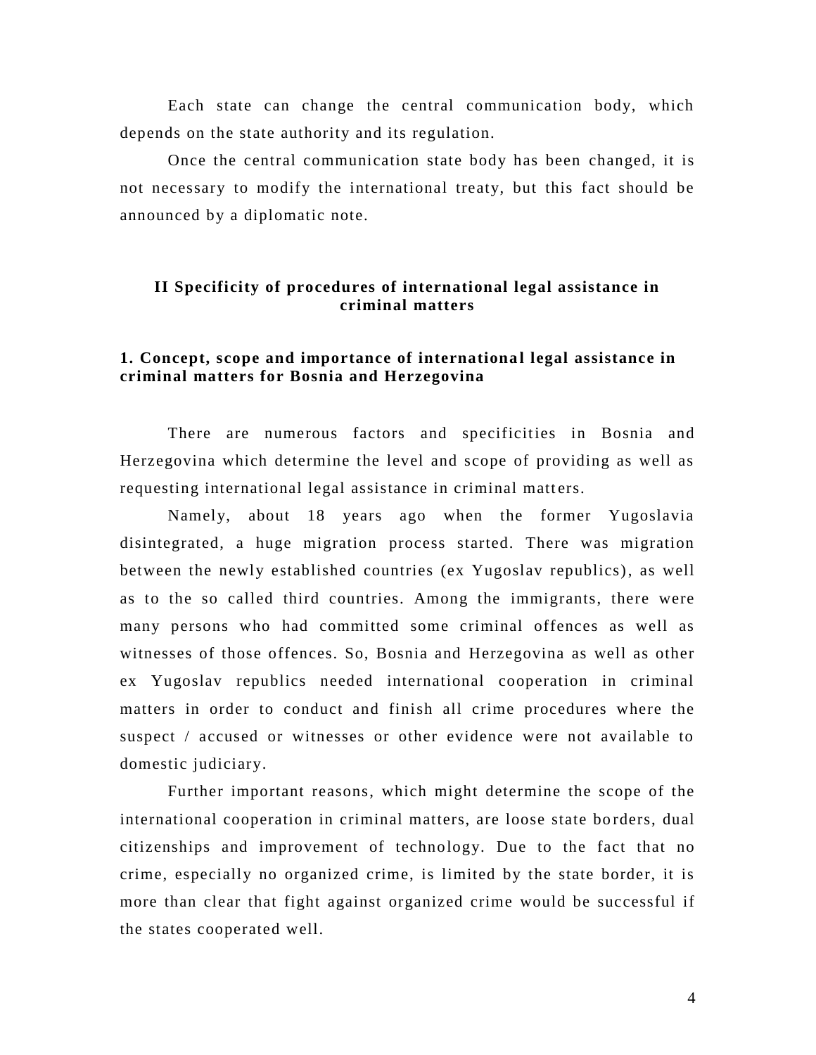Each state can change the central communication body, which depends on the state authority and its regulation.

Once the central communication state body has been changed, it is not necessary to modify the international treaty, but this fact should be announced by a diplomatic note.

## II Specificity of procedures of international legal assistance in criminal matters

### 1. Concept, scope and importance of international legal assistance in criminal matters for Bosnia and Herzegovina

There are numerous factors and specificities in Bosnia and Herzegovina which determine the level and scope of providing as well as requesting international legal assistance in criminal matters.

Namely, about 18 years ago when the former Yugoslavia disintegrated, a huge migration process started. There was migration between the newly established countries (ex Yugoslav republics), as well as to the so called third countries. Among the immigrants, there were many persons who had committed some criminal offences as well as witnesses of those offences. So, Bosnia and Herzegovina as well as other ex Yugoslav republics needed international cooperation in criminal matters in order to conduct and finish all crime procedures where the suspect / accused or witnesses or other evidence were not available to domestic judiciary.

Further important reasons, which might determine the scope of the international cooperation in criminal matters, are loose state borders, dual citizenships and improvement of technology. Due to the fact that no crime, especially no organized crime, is limited by the state border, it is more than clear that fight against organized crime would be successful if the states cooperated well.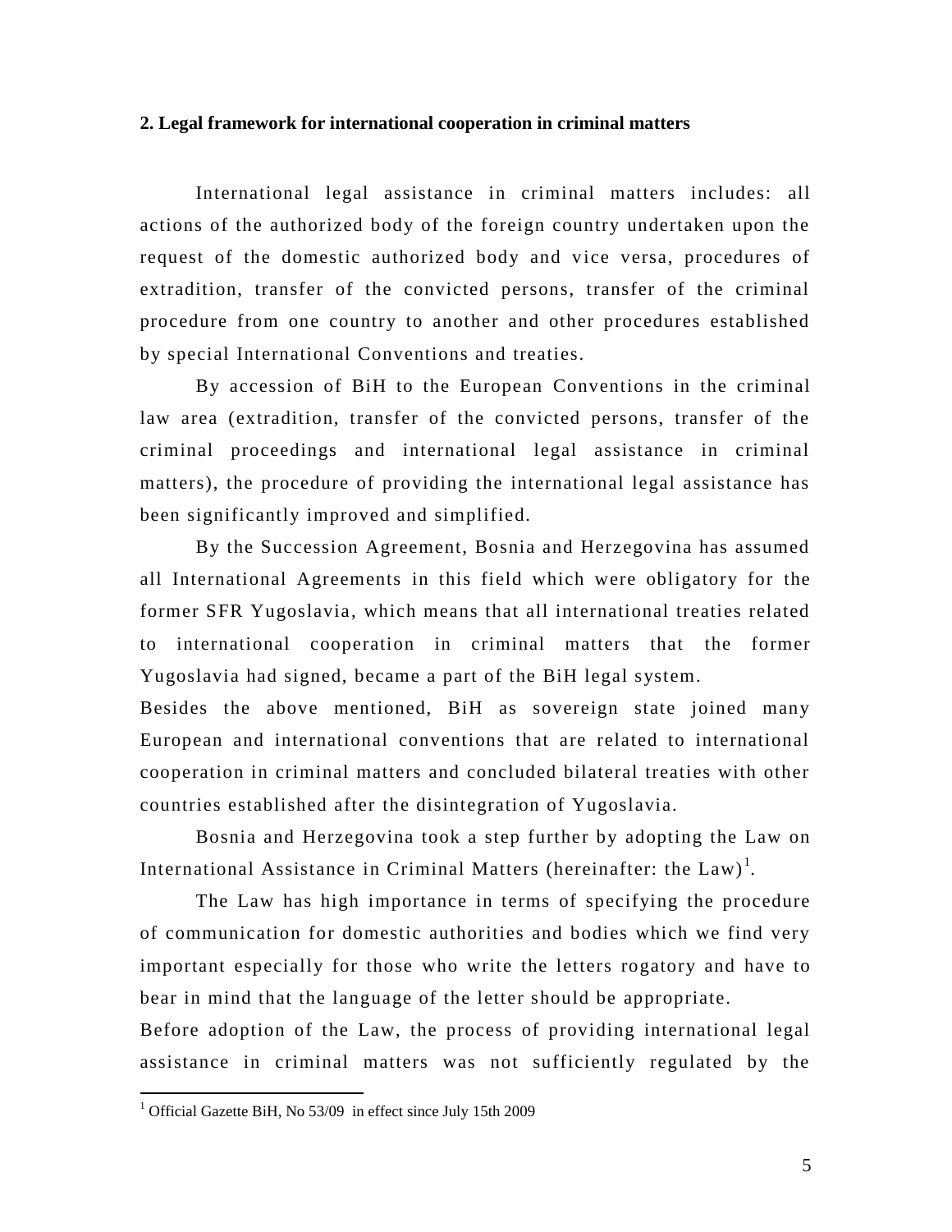## 2. Legal framework for international cooperation in criminal matters

International legal assistance in criminal matters includes: all actions of the authorized body of the foreign country undertaken upon the request of the domestic authorized body and vice versa, procedures of extradition, transfer of the convicted persons, transfer of the criminal procedure from one country to another and other procedures established by special International Conventions and treaties.

By accession of BiH to the European Conventions in the criminal law area (extradition, transfer of the convicted persons, transfer of the criminal proceedings and international legal assistance in criminal matters), the procedure of providing the international legal assistance has been significantly improved and simplified.

By the Succession Agreement, Bosnia and Herzegovina has assumed all International Agreements in this field which were obligatory for the former SFR Yugoslavia, which means that all international treaties related to international cooperation in criminal matters that the former Yugoslavia had signed, became a part of the BiH legal system.

Besides the above mentioned, BiH as sovereign state joined many European and international conventions that are related to international cooperation in criminal matters and concluded bilateral treaties with other countries established after the disintegration of Yugoslavia.

Bosnia and Herzegovina took a step further by adopting the Law on International Assistance in Criminal Matters (hereinafter: the Law)[1].

The Law has high importance in terms of specifying the procedure of communication for domestic authorities and bodies which we find very important especially for those who write the letters rogatory and have to bear in mind that the language of the letter should be appropriate.

Before adoption of the Law, the process of providing international legal assistance in criminal matters was not sufficiently regulated by the

[1] Official Gazette BiH, No 53/09 in effect since July 15th 2009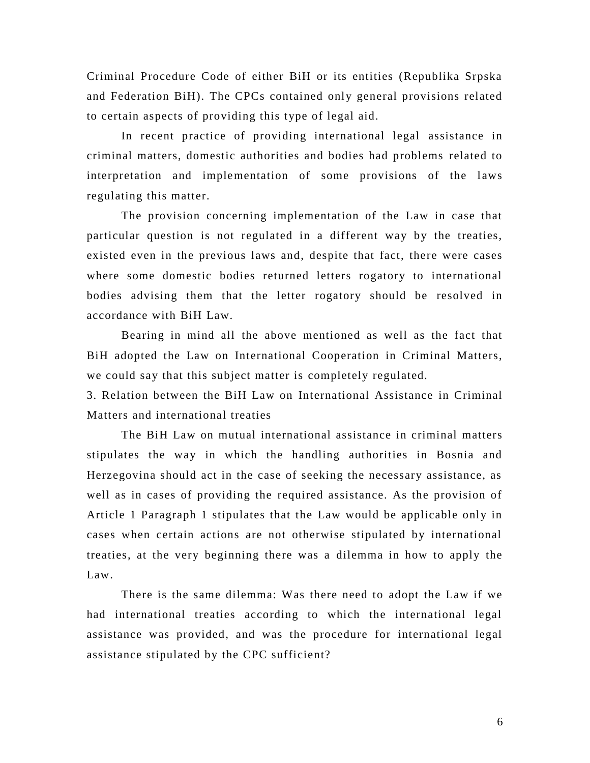Criminal Procedure Code of either BiH or its entities (Republika Srpska and Federation BiH). The CPCs contained only general provisions related to certain aspects of providing this type of legal aid.

In recent practice of providing international legal assistance in criminal matters, domestic authorities and bodies had problems related to interpretation and implementation of some provisions of the laws regulating this matter.

The provision concerning implementation of the Law in case that particular question is not regulated in a different way by the treaties, existed even in the previous laws and, despite that fact, there were cases where some domestic bodies returned letters rogatory to international bodies advising them that the letter rogatory should be resolved in accordance with BiH Law.

Bearing in mind all the above mentioned as well as the fact that BiH adopted the Law on International Cooperation in Criminal Matters, we could say that this subject matter is completely regulated.

## 3. Relation between the BiH Law on International Assistance in Criminal Matters and international treaties

The BiH Law on mutual international assistance in criminal matters stipulates the way in which the handling authorities in Bosnia and Herzegovina should act in the case of seeking the necessary assistance, as well as in cases of providing the required assistance. As the provision of Article 1 Paragraph 1 stipulates that the Law would be applicable only in cases when certain actions are not otherwise stipulated by international treaties, at the very beginning there was a dilemma in how to apply the Law.

There is the same dilemma: Was there need to adopt the Law if we had international treaties according to which the international legal assistance was provided, and was the procedure for international legal assistance stipulated by the CPC sufficient?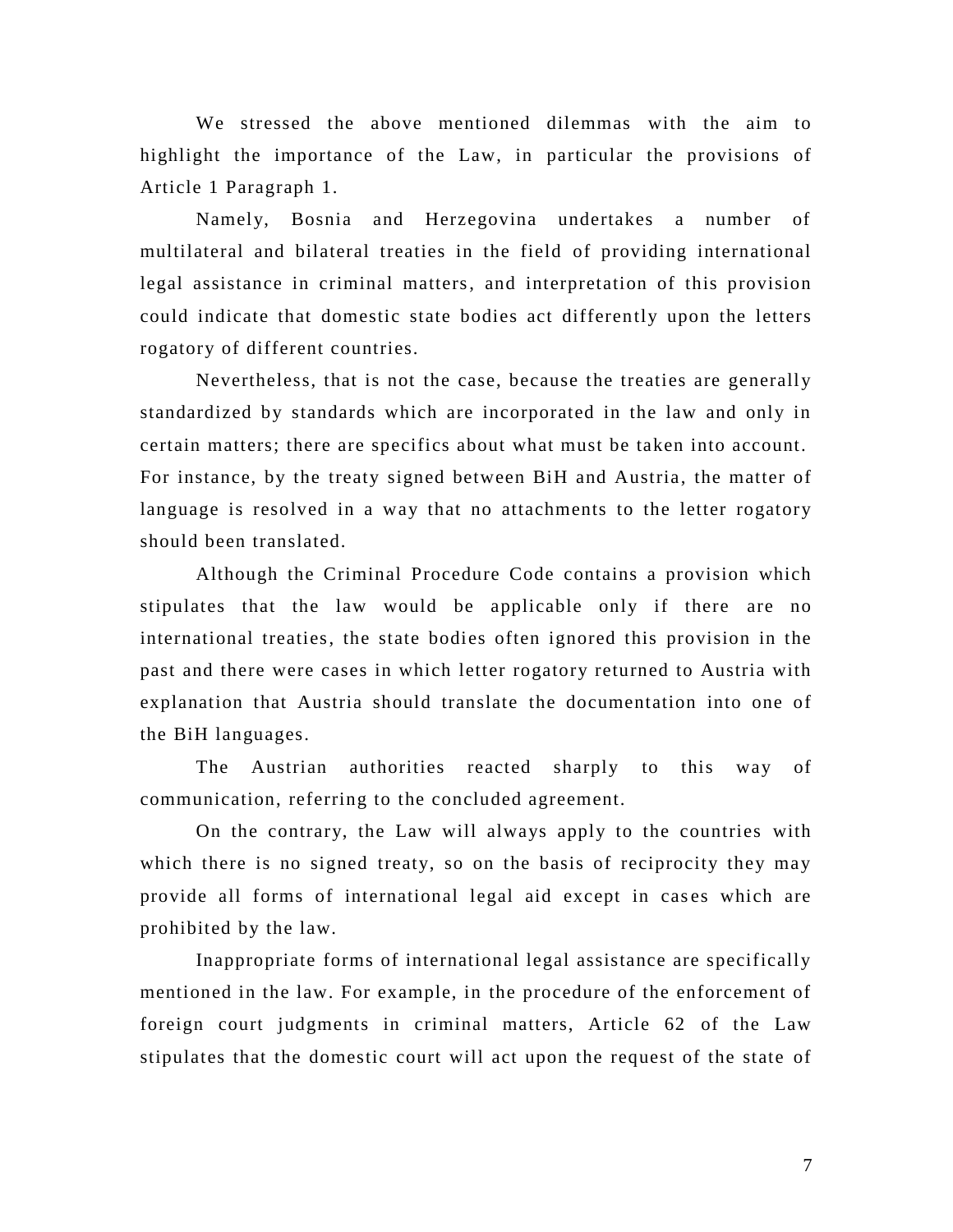We stressed the above mentioned dilemmas with the aim to highlight the importance of the Law, in particular the provisions of Article 1 Paragraph 1.

Namely, Bosnia and Herzegovina undertakes a number of multilateral and bilateral treaties in the field of providing international legal assistance in criminal matters, and interpretation of this provision could indicate that domestic state bodies act differently upon the letters rogatory of different countries.

Nevertheless, that is not the case, because the treaties are generally standardized by standards which are incorporated in the law and only in certain matters; there are specifics about what must be taken into account. For instance, by the treaty signed between BiH and Austria, the matter of language is resolved in a way that no attachments to the letter rogatory should been translated.

Although the Criminal Procedure Code contains a provision which stipulates that the law would be applicable only if there are no international treaties, the state bodies often ignored this provision in the past and there were cases in which letter rogatory returned to Austria with explanation that Austria should translate the documentation into one of the BiH languages.

The Austrian authorities reacted sharply to this way of communication, referring to the concluded agreement.

On the contrary, the Law will always apply to the countries with which there is no signed treaty, so on the basis of reciprocity they may provide all forms of international legal aid except in cases which are prohibited by the law.

Inappropriate forms of international legal assistance are specifically mentioned in the law. For example, in the procedure of the enforcement of foreign court judgments in criminal matters, Article 62 of the Law stipulates that the domestic court will act upon the request of the state of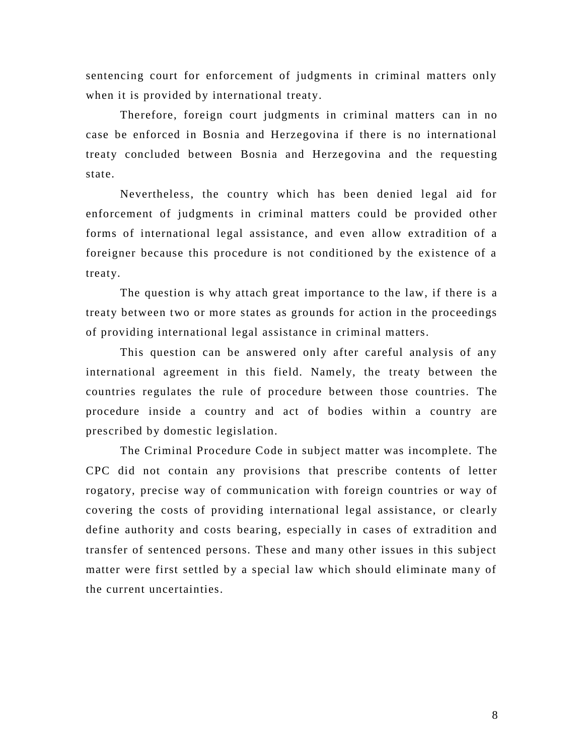sentencing court for enforcement of judgments in criminal matters only when it is provided by international treaty.

Therefore, foreign court judgments in criminal matters can in no case be enforced in Bosnia and Herzegovina if there is no international treaty concluded between Bosnia and Herzegovina and the requesting state.

Nevertheless, the country which has been denied legal aid for enforcement of judgments in criminal matters could be provided other forms of international legal assistance, and even allow extradition of a foreigner because this procedure is not conditioned by the existence of a treaty.

The question is why attach great importance to the law, if there is a treaty between two or more states as grounds for action in the proceedings of providing international legal assistance in criminal matters.

This question can be answered only after careful analysis of any international agreement in this field. Namely, the treaty between the countries regulates the rule of procedure between those countries. The procedure inside a country and act of bodies within a country are prescribed by domestic legislation.

The Criminal Procedure Code in subject matter was incomplete. The CPC did not contain any provisions that prescribe contents of letter rogatory, precise way of communication with foreign countries or way of covering the costs of providing international legal assistance, or clearly define authority and costs bearing, especially in cases of extradition and transfer of sentenced persons. These and many other issues in this subject matter were first settled by a special law which should eliminate many of the current uncertainties.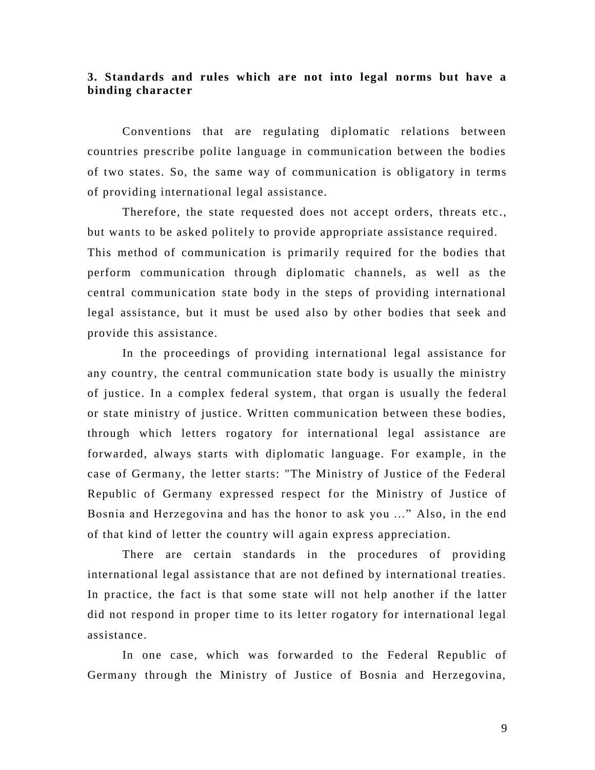### 3. Standards and rules which are not into legal norms but have a binding character

Conventions that are regulating diplomatic relations between countries prescribe polite language in communication between the bodies of two states. So, the same way of communication is obligatory in terms of providing international legal assistance.

Therefore, the state requested does not accept orders, threats etc., but wants to be asked politely to provide appropriate assistance required. This method of communication is primarily required for the bodies that perform communication through diplomatic channels, as well as the central communication state body in the steps of providing international legal assistance, but it must be used also by other bodies that seek and provide this assistance.

In the proceedings of providing international legal assistance for any country, the central communication state body is usually the ministry of justice. In a complex federal system, that organ is usually the federal or state ministry of justice. Written communication between these bodies, through which letters rogatory for international legal assistance are forwarded, always starts with diplomatic language. For example, in the case of Germany, the letter starts: "The Ministry of Justice of the Federal Republic of Germany expressed respect for the Ministry of Justice of Bosnia and Herzegovina and has the honor to ask you ..." Also, in the end of that kind of letter the country will again express appreciation.

There are certain standards in the procedures of providing international legal assistance that are not defined by international treaties. In practice, the fact is that some state will not help another if the latter did not respond in proper time to its letter rogatory for international legal assistance.

In one case, which was forwarded to the Federal Republic of Germany through the Ministry of Justice of Bosnia and Herzegovina,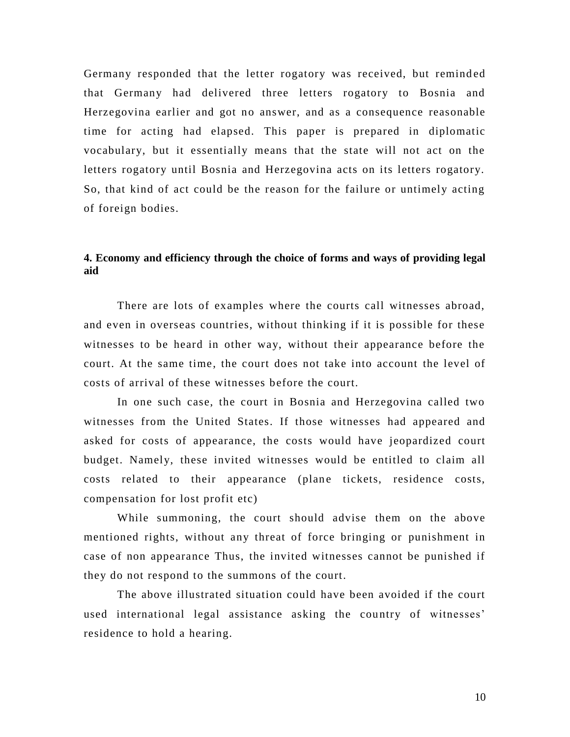Germany responded that the letter rogatory was received, but reminded that Germany had delivered three letters rogatory to Bosnia and Herzegovina earlier and got no answer, and as a consequence reasonable time for acting had elapsed. This paper is prepared in diplomatic vocabulary, but it essentially means that the state will not act on the letters rogatory until Bosnia and Herzegovina acts on its letters rogatory. So, that kind of act could be the reason for the failure or untimely acting of foreign bodies.

### 4. Economy and efficiency through the choice of forms and ways of providing legal aid

There are lots of examples where the courts call witnesses abroad, and even in overseas countries, without thinking if it is possible for these witnesses to be heard in other way, without their appearance before the court. At the same time, the court does not take into account the level of costs of arrival of these witnesses before the court.

In one such case, the court in Bosnia and Herzegovina called two witnesses from the United States. If those witnesses had appeared and asked for costs of appearance, the costs would have jeopardized court budget. Namely, these invited witnesses would be entitled to claim all costs related to their appearance (plane tickets, residence costs, compensation for lost profit etc)

While summoning, the court should advise them on the above mentioned rights, without any threat of force bringing or punishment in case of non appearance Thus, the invited witnesses cannot be punished if they do not respond to the summons of the court.

The above illustrated situation could have been avoided if the court used international legal assistance asking the country of witnesses' residence to hold a hearing.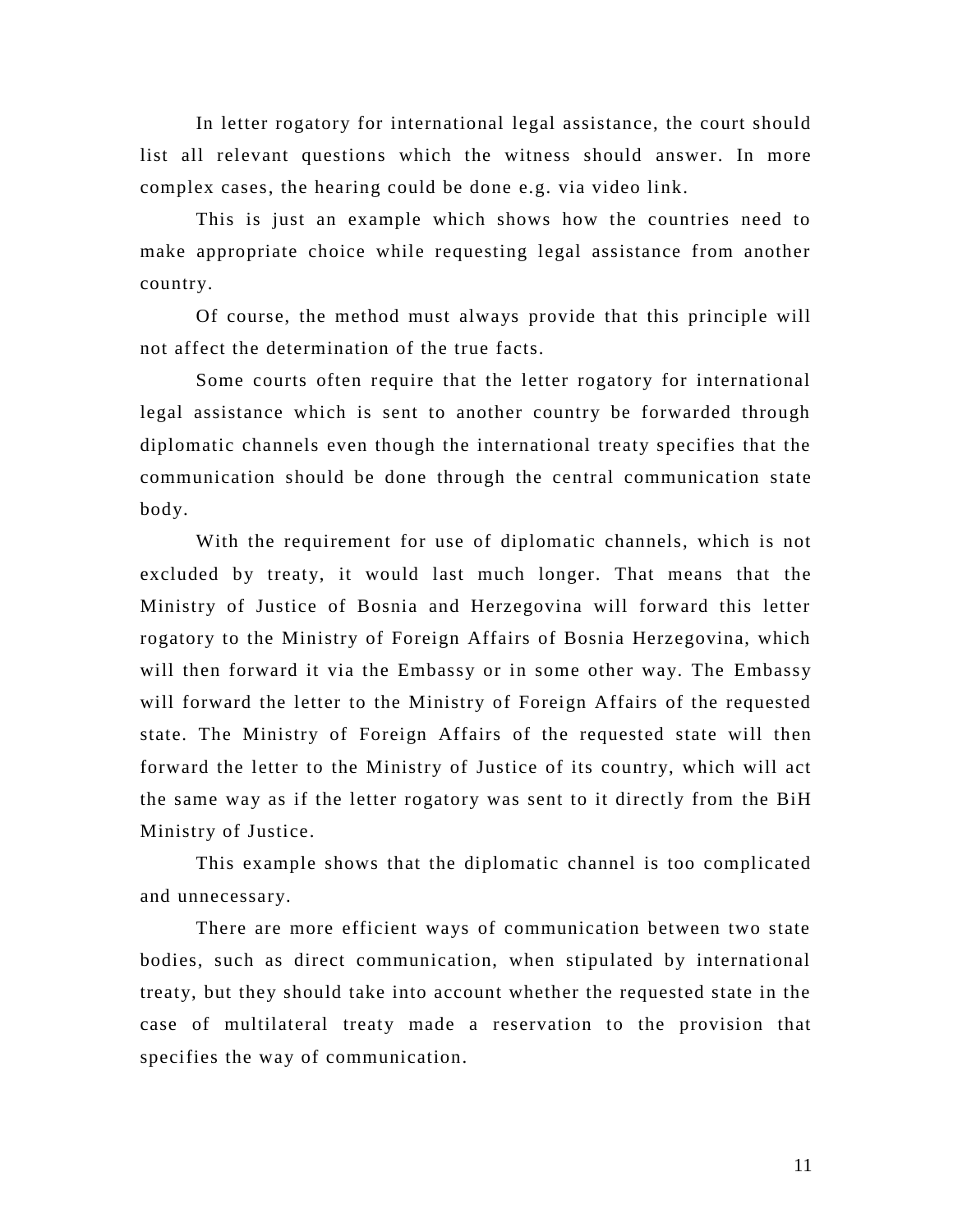In letter rogatory for international legal assistance, the court should list all relevant questions which the witness should answer. In more complex cases, the hearing could be done e.g. via video link.

This is just an example which shows how the countries need to make appropriate choice while requesting legal assistance from another country.

Of course, the method must always provide that this principle will not affect the determination of the true facts.

Some courts often require that the letter rogatory for international legal assistance which is sent to another country be forwarded through diplomatic channels even though the international treaty specifies that the communication should be done through the central communication state body.

With the requirement for use of diplomatic channels, which is not excluded by treaty, it would last much longer. That means that the Ministry of Justice of Bosnia and Herzegovina will forward this letter rogatory to the Ministry of Foreign Affairs of Bosnia Herzegovina, which will then forward it via the Embassy or in some other way. The Embassy will forward the letter to the Ministry of Foreign Affairs of the requested state. The Ministry of Foreign Affairs of the requested state will then forward the letter to the Ministry of Justice of its country, which will act the same way as if the letter rogatory was sent to it directly from the BiH Ministry of Justice.

This example shows that the diplomatic channel is too complicated and unnecessary.

There are more efficient ways of communication between two state bodies, such as direct communication, when stipulated by international treaty, but they should take into account whether the requested state in the case of multilateral treaty made a reservation to the provision that specifies the way of communication.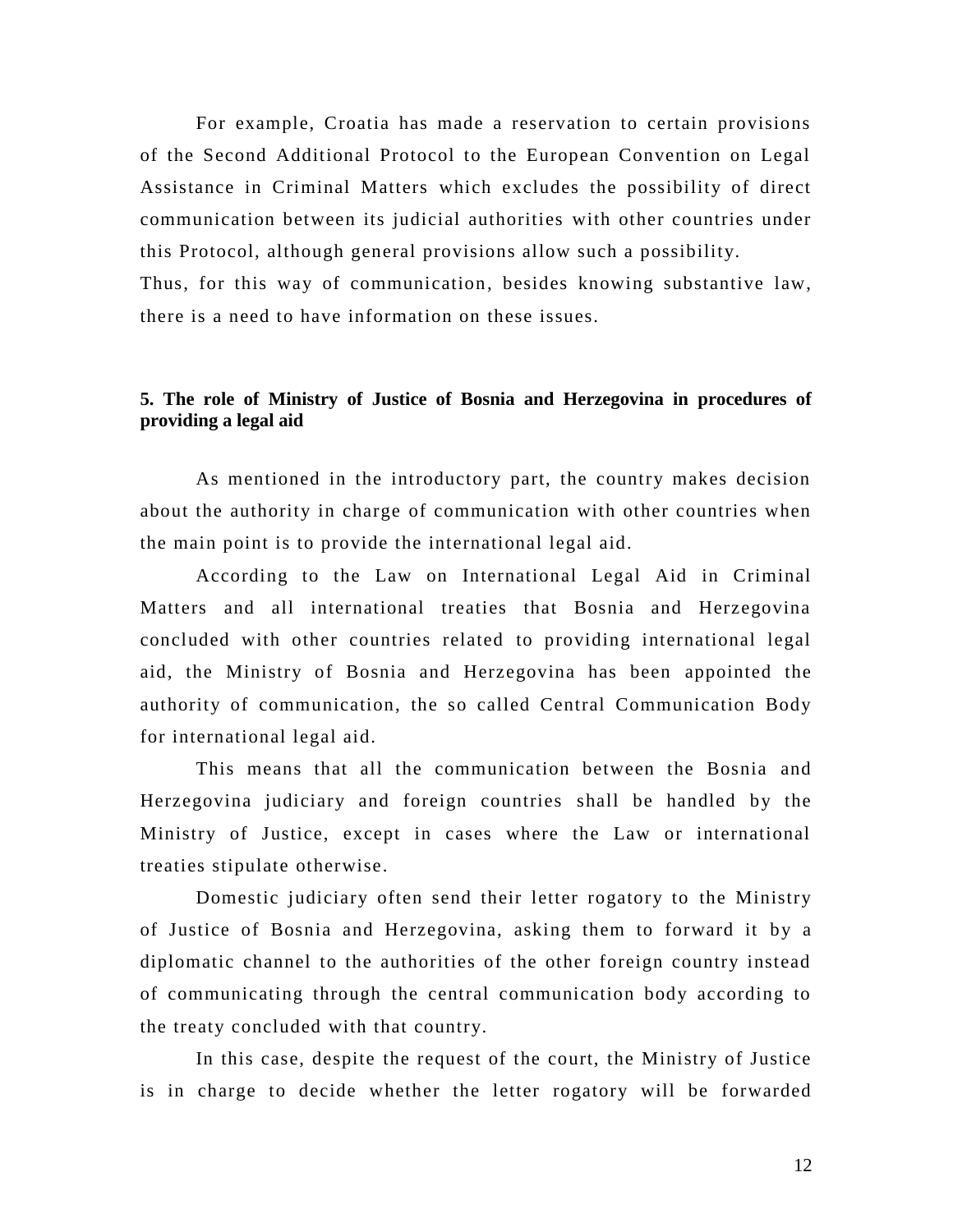For example, Croatia has made a reservation to certain provisions of the Second Additional Protocol to the European Convention on Legal Assistance in Criminal Matters which excludes the possibility of direct communication between its judicial authorities with other countries under this Protocol, although general provisions allow such a possibility.
Thus, for this way of communication, besides knowing substantive law, there is a need to have information on these issues.

**5. The role of Ministry of Justice of Bosnia and Herzegovina in procedures of providing a legal aid**

As mentioned in the introductory part, the country makes decision about the authority in charge of communication with other countries when the main point is to provide the international legal aid.

According to the Law on International Legal Aid in Criminal Matters and all international treaties that Bosnia and Herzegovina concluded with other countries related to providing international legal aid, the Ministry of Bosnia and Herzegovina has been appointed the authority of communication, the so called Central Communication Body for international legal aid.

This means that all the communication between the Bosnia and Herzegovina judiciary and foreign countries shall be handled by the Ministry of Justice, except in cases where the Law or international treaties stipulate otherwise.

Domestic judiciary often send their letter rogatory to the Ministry of Justice of Bosnia and Herzegovina, asking them to forward it by a diplomatic channel to the authorities of the other foreign country instead of communicating through the central communication body according to the treaty concluded with that country.

In this case, despite the request of the court, the Ministry of Justice is in charge to decide whether the letter rogatory will be forwarded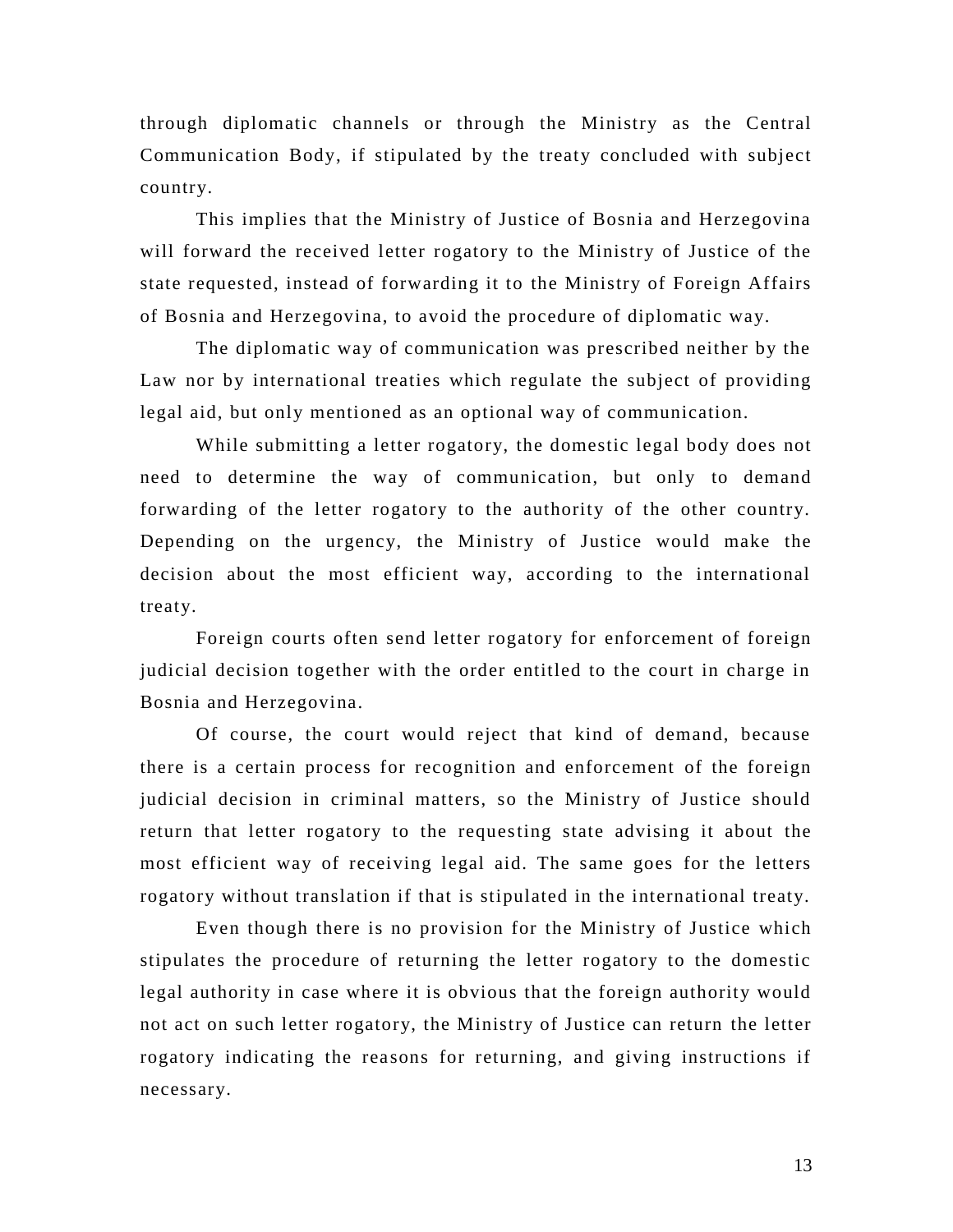through diplomatic channels or through the Ministry as the Central Communication Body, if stipulated by the treaty concluded with subject country.

This implies that the Ministry of Justice of Bosnia and Herzegovina will forward the received letter rogatory to the Ministry of Justice of the state requested, instead of forwarding it to the Ministry of Foreign Affairs of Bosnia and Herzegovina, to avoid the procedure of diplomatic way.

The diplomatic way of communication was prescribed neither by the Law nor by international treaties which regulate the subject of providing legal aid, but only mentioned as an optional way of communication.

While submitting a letter rogatory, the domestic legal body does not need to determine the way of communication, but only to demand forwarding of the letter rogatory to the authority of the other country. Depending on the urgency, the Ministry of Justice would make the decision about the most efficient way, according to the international treaty.

Foreign courts often send letter rogatory for enforcement of foreign judicial decision together with the order entitled to the court in charge in Bosnia and Herzegovina.

Of course, the court would reject that kind of demand, because there is a certain process for recognition and enforcement of the foreign judicial decision in criminal matters, so the Ministry of Justice should return that letter rogatory to the requesting state advising it about the most efficient way of receiving legal aid. The same goes for the letters rogatory without translation if that is stipulated in the international treaty.

Even though there is no provision for the Ministry of Justice which stipulates the procedure of returning the letter rogatory to the domestic legal authority in case where it is obvious that the foreign authority would not act on such letter rogatory, the Ministry of Justice can return the letter rogatory indicating the reasons for returning, and giving instructions if necessary.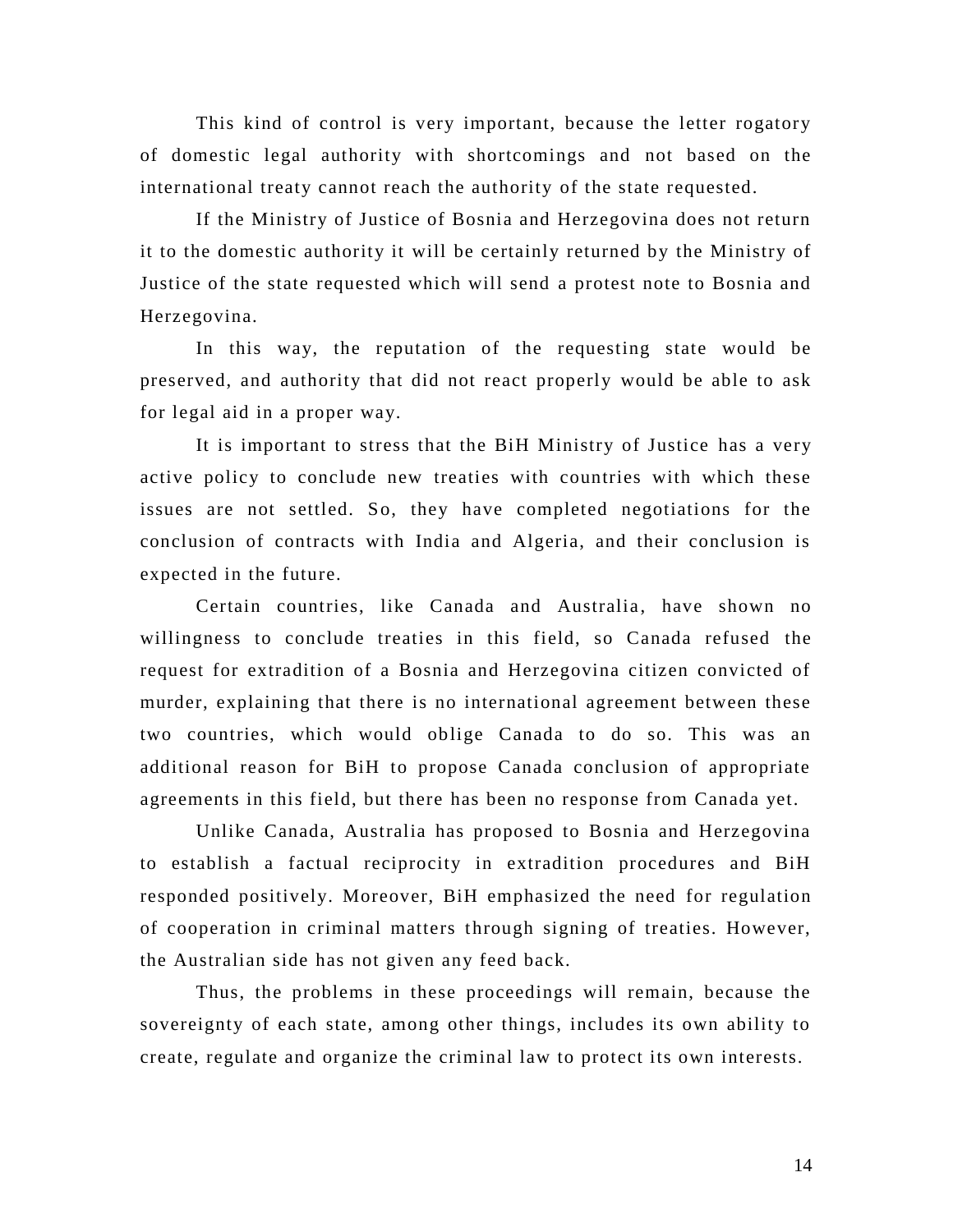This kind of control is very important, because the letter rogatory of domestic legal authority with shortcomings and not based on the international treaty cannot reach the authority of the state requested.

If the Ministry of Justice of Bosnia and Herzegovina does not return it to the domestic authority it will be certainly returned by the Ministry of Justice of the state requested which will send a protest note to Bosnia and Herzegovina.

In this way, the reputation of the requesting state would be preserved, and authority that did not react properly would be able to ask for legal aid in a proper way.

It is important to stress that the BiH Ministry of Justice has a very active policy to conclude new treaties with countries with which these issues are not settled. So, they have completed negotiations for the conclusion of contracts with India and Algeria, and their conclusion is expected in the future.

Certain countries, like Canada and Australia, have shown no willingness to conclude treaties in this field, so Canada refused the request for extradition of a Bosnia and Herzegovina citizen convicted of murder, explaining that there is no international agreement between these two countries, which would oblige Canada to do so. This was an additional reason for BiH to propose Canada conclusion of appropriate agreements in this field, but there has been no response from Canada yet.

Unlike Canada, Australia has proposed to Bosnia and Herzegovina to establish a factual reciprocity in extradition procedures and BiH responded positively. Moreover, BiH emphasized the need for regulation of cooperation in criminal matters through signing of treaties. However, the Australian side has not given any feed back.

Thus, the problems in these proceedings will remain, because the sovereignty of each state, among other things, includes its own ability to create, regulate and organize the criminal law to protect its own interests.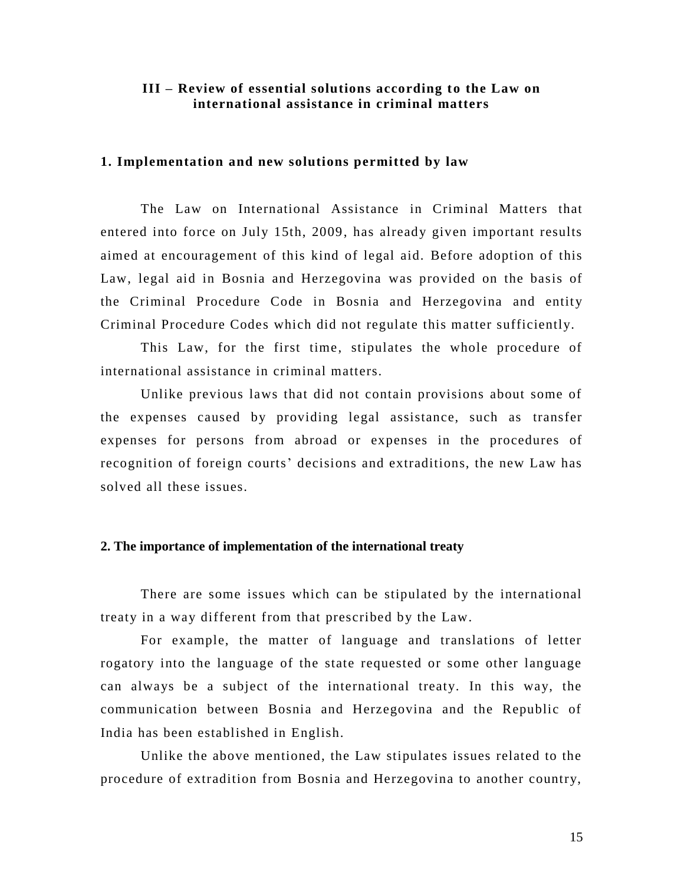## III – Review of essential solutions according to the Law on international assistance in criminal matters

### 1. Implementation and new solutions permitted by law

The Law on International Assistance in Criminal Matters that entered into force on July 15th, 2009, has already given important results aimed at encouragement of this kind of legal aid. Before adoption of this Law, legal aid in Bosnia and Herzegovina was provided on the basis of the Criminal Procedure Code in Bosnia and Herzegovina and entity Criminal Procedure Codes which did not regulate this matter sufficiently.

This Law, for the first time, stipulates the whole procedure of international assistance in criminal matters.

Unlike previous laws that did not contain provisions about some of the expenses caused by providing legal assistance, such as transfer expenses for persons from abroad or expenses in the procedures of recognition of foreign courts' decisions and extraditions, the new Law has solved all these issues.

### 2. The importance of implementation of the international treaty

There are some issues which can be stipulated by the international treaty in a way different from that prescribed by the Law.

For example, the matter of language and translations of letter rogatory into the language of the state requested or some other language can always be a subject of the international treaty. In this way, the communication between Bosnia and Herzegovina and the Republic of India has been established in English.

Unlike the above mentioned, the Law stipulates issues related to the procedure of extradition from Bosnia and Herzegovina to another country,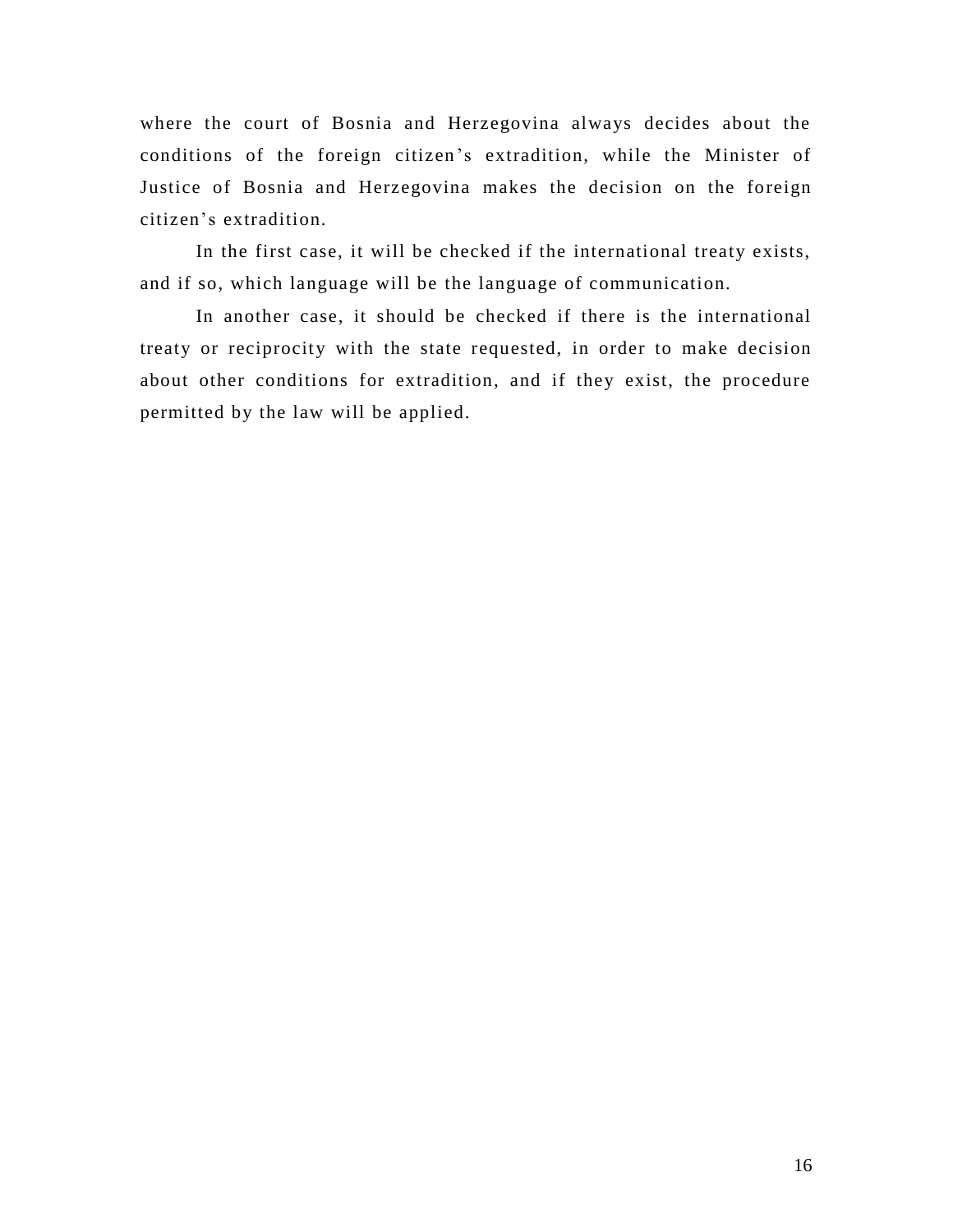where the court of Bosnia and Herzegovina always decides about the conditions of the foreign citizen's extradition, while the Minister of Justice of Bosnia and Herzegovina makes the decision on the foreign citizen's extradition.

In the first case, it will be checked if the international treaty exists, and if so, which language will be the language of communication.

In another case, it should be checked if there is the international treaty or reciprocity with the state requested, in order to make decision about other conditions for extradition, and if they exist, the procedure permitted by the law will be applied.